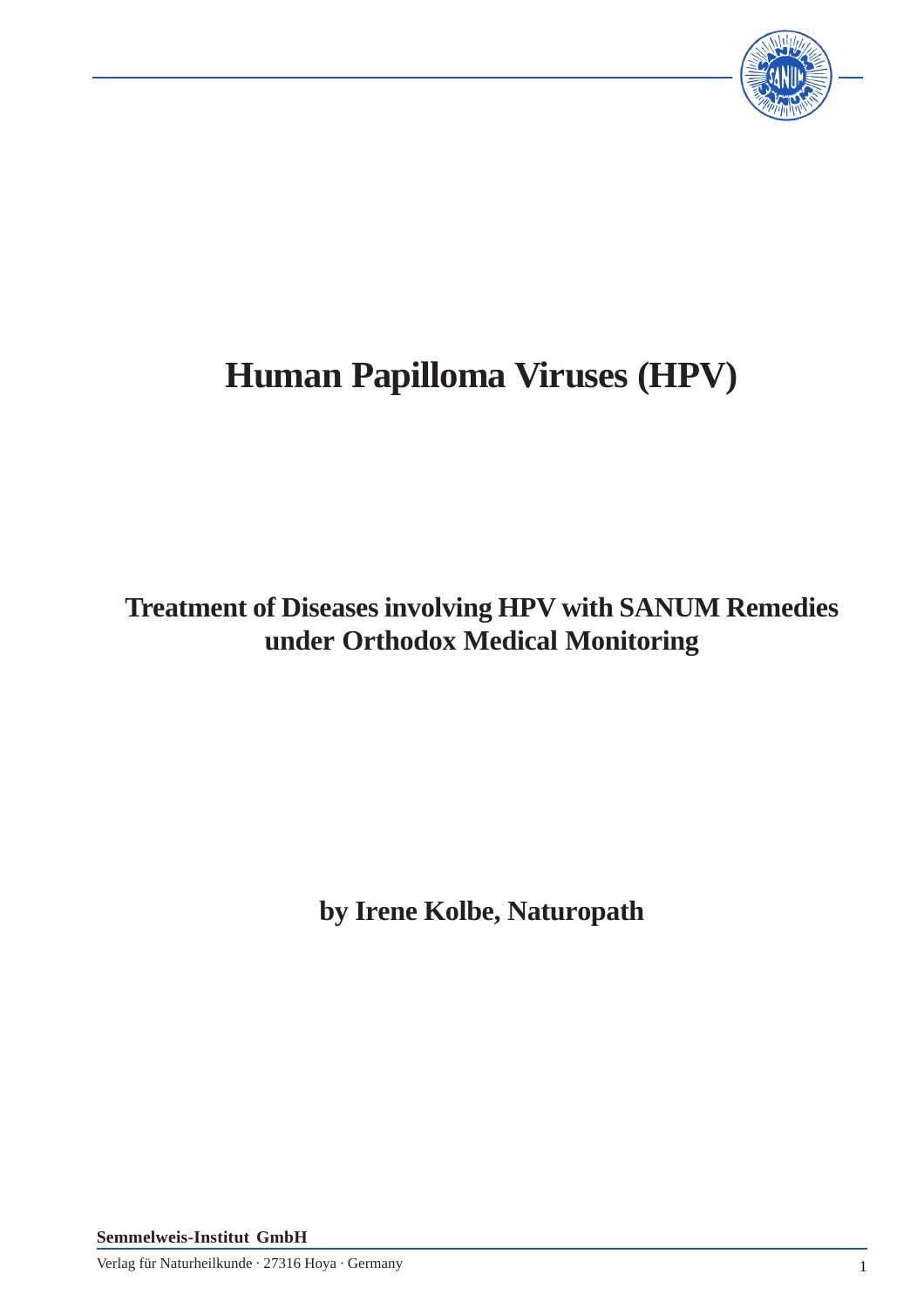# Human Papilloma Viruses (HPV)

## Treatment of Diseases involving HPV with SANUM Remedies under Orthodox Medical Monitoring

**by Irene Kolbe, Naturopath**

**Semmelweis-Institut GmbH**

Verlag für Naturheilkunde · 27316 Hoya · Germany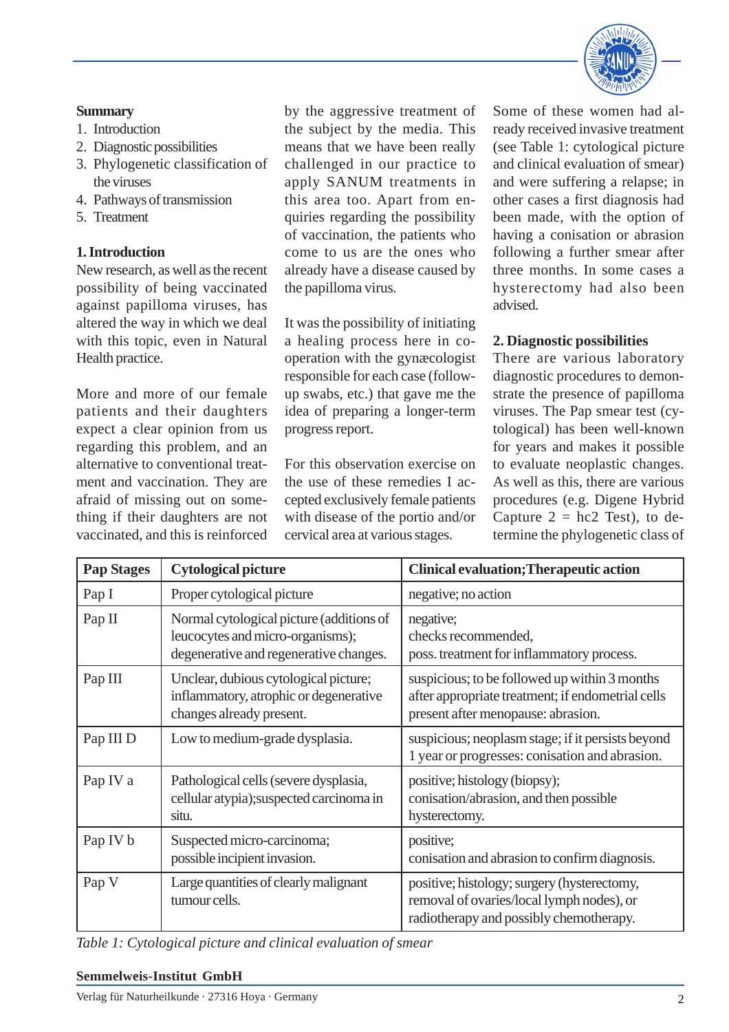**Summary**

1. Introduction
2. Diagnostic possibilities
3. Phylogenetic classification of the viruses
4. Pathways of transmission
5. Treatment

## 1. Introduction

New research, as well as the recent possibility of being vaccinated against papilloma viruses, has altered the way in which we deal with this topic, even in Natural Health practice.

More and more of our female patients and their daughters expect a clear opinion from us regarding this problem, and an alternative to conventional treatment and vaccination. They are afraid of missing out on something if their daughters are not vaccinated, and this is reinforced by the aggressive treatment of the subject by the media. This means that we have been really challenged in our practice to apply SANUM treatments in this area too. Apart from enquiries regarding the possibility of vaccination, the patients who come to us are the ones who already have a disease caused by the papilloma virus.

It was the possibility of initiating a healing process here in co-operation with the gynæcologist responsible for each case (follow-up swabs, etc.) that gave me the idea of preparing a longer-term progress report.

For this observation exercise on the use of these remedies I accepted exclusively female patients with disease of the portio and/or cervical area at various stages. Some of these women had already received invasive treatment (see Table 1: cytological picture and clinical evaluation of smear) and were suffering a relapse; in other cases a first diagnosis had been made, with the option of having a conisation or abrasion following a further smear after three months. In some cases a hysterectomy had also been advised.

## 2. Diagnostic possibilities

There are various laboratory diagnostic procedures to demonstrate the presence of papilloma viruses. The Pap smear test (cytological) has been well-known for years and makes it possible to evaluate neoplastic changes. As well as this, there are various procedures (e.g. Digene Hybrid Capture 2 = hc2 Test), to determine the phylogenetic class of

| Pap Stages | Cytological picture | Clinical evaluation;Therapeutic action |
|---|---|---|
| Pap I | Proper cytological picture | negative; no action |
| Pap II | Normal cytological picture (additions of leucocytes and micro-organisms); degenerative and regenerative changes. | negative; checks recommended, poss. treatment for inflammatory process. |
| Pap III | Unclear, dubious cytological picture; inflammatory, atrophic or degenerative changes already present. | suspicious; to be followed up within 3 months after appropriate treatment; if endometrial cells present after menopause: abrasion. |
| Pap III D | Low to medium-grade dysplasia. | suspicious; neoplasm stage; if it persists beyond 1 year or progresses: conisation and abrasion. |
| Pap IV a | Pathological cells (severe dysplasia, cellular atypia);suspected carcinoma in situ. | positive; histology (biopsy); conisation/abrasion, and then possible hysterectomy. |
| Pap IV b | Suspected micro-carcinoma; possible incipient invasion. | positive; conisation and abrasion to confirm diagnosis. |
| Pap V | Large quantities of clearly malignant tumour cells. | positive; histology; surgery (hysterectomy, removal of ovaries/local lymph nodes), or radiotherapy and possibly chemotherapy. |

*Table 1: Cytological picture and clinical evaluation of smear*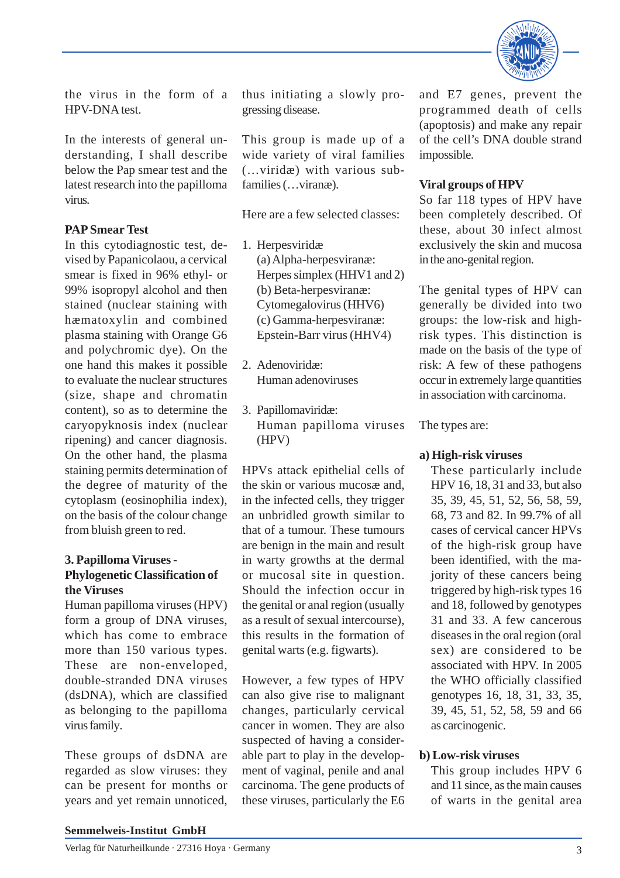the virus in the form of a HPV-DNA test.

In the interests of general understanding, I shall describe below the Pap smear test and the latest research into the papilloma virus.

**PAP Smear Test**

In this cytodiagnostic test, devised by Papanicolaou, a cervical smear is fixed in 96% ethyl- or 99% isopropyl alcohol and then stained (nuclear staining with hæmatoxylin and combined plasma staining with Orange G6 and polychromic dye). On the one hand this makes it possible to evaluate the nuclear structures (size, shape and chromatin content), so as to determine the caryopyknosis index (nuclear ripening) and cancer diagnosis. On the other hand, the plasma staining permits determination of the degree of maturity of the cytoplasm (eosinophilia index), on the basis of the colour change from bluish green to red.

**3. Papilloma Viruses - Phylogenetic Classification of the Viruses**

Human papilloma viruses (HPV) form a group of DNA viruses, which has come to embrace more than 150 various types. These are non-enveloped, double-stranded DNA viruses (dsDNA), which are classified as belonging to the papilloma virus family.

These groups of dsDNA are regarded as slow viruses: they can be present for months or years and yet remain unnoticed, thus initiating a slowly progressing disease.

This group is made up of a wide variety of viral families (…viridæ) with various subfamilies (…viranæ).

Here are a few selected classes:

1. Herpesviridæ
   (a) Alpha-herpesviranæ: Herpes simplex (HHV1 and 2)
   (b) Beta-herpesviranæ: Cytomegalovirus (HHV6)
   (c) Gamma-herpesviranæ: Epstein-Barr virus (HHV4)
2. Adenoviridæ: Human adenoviruses
3. Papillomaviridæ: Human papilloma viruses (HPV)

HPVs attack epithelial cells of the skin or various mucosæ and, in the infected cells, they trigger an unbridled growth similar to that of a tumour. These tumours are benign in the main and result in warty growths at the dermal or mucosal site in question. Should the infection occur in the genital or anal region (usually as a result of sexual intercourse), this results in the formation of genital warts (e.g. figwarts).

However, a few types of HPV can also give rise to malignant changes, particularly cervical cancer in women. They are also suspected of having a considerable part to play in the development of vaginal, penile and anal carcinoma. The gene products of these viruses, particularly the E6 and E7 genes, prevent the programmed death of cells (apoptosis) and make any repair of the cell's DNA double strand impossible.

**Viral groups of HPV**

So far 118 types of HPV have been completely described. Of these, about 30 infect almost exclusively the skin and mucosa in the ano-genital region.

The genital types of HPV can generally be divided into two groups: the low-risk and high-risk types. This distinction is made on the basis of the type of risk: A few of these pathogens occur in extremely large quantities in association with carcinoma.

The types are:

**a) High-risk viruses**

These particularly include HPV 16, 18, 31 and 33, but also 35, 39, 45, 51, 52, 56, 58, 59, 68, 73 and 82. In 99.7% of all cases of cervical cancer HPVs of the high-risk group have been identified, with the majority of these cancers being triggered by high-risk types 16 and 18, followed by genotypes 31 and 33. A few cancerous diseases in the oral region (oral sex) are considered to be associated with HPV. In 2005 the WHO officially classified genotypes 16, 18, 31, 33, 35, 39, 45, 51, 52, 58, 59 and 66 as carcinogenic.

**b) Low-risk viruses**

This group includes HPV 6 and 11 since, as the main causes of warts in the genital area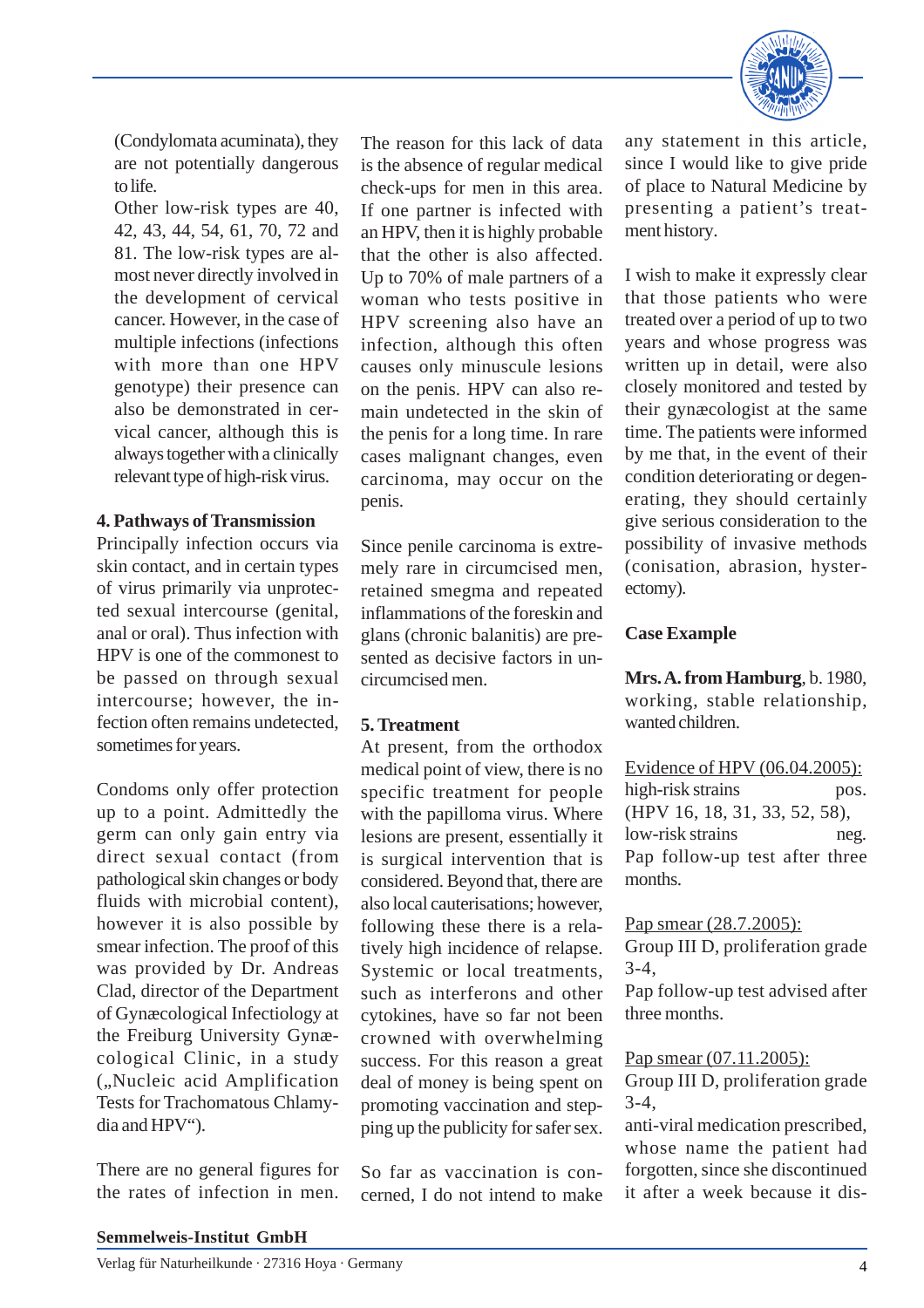(Condylomata acuminata), they are not potentially dangerous to life.

Other low-risk types are 40, 42, 43, 44, 54, 61, 70, 72 and 81. The low-risk types are almost never directly involved in the development of cervical cancer. However, in the case of multiple infections (infections with more than one HPV genotype) their presence can also be demonstrated in cervical cancer, although this is always together with a clinically relevant type of high-risk virus.

**4. Pathways of Transmission**

Principally infection occurs via skin contact, and in certain types of virus primarily via unprotected sexual intercourse (genital, anal or oral). Thus infection with HPV is one of the commonest to be passed on through sexual intercourse; however, the infection often remains undetected, sometimes for years.

Condoms only offer protection up to a point. Admittedly the germ can only gain entry via direct sexual contact (from pathological skin changes or body fluids with microbial content), however it is also possible by smear infection. The proof of this was provided by Dr. Andreas Clad, director of the Department of Gynæcological Infectiology at the Freiburg University Gynæcological Clinic, in a study („Nucleic acid Amplification Tests for Trachomatous Chlamydia and HPV").

There are no general figures for the rates of infection in men. The reason for this lack of data is the absence of regular medical check-ups for men in this area. If one partner is infected with an HPV, then it is highly probable that the other is also affected. Up to 70% of male partners of a woman who tests positive in HPV screening also have an infection, although this often causes only minuscule lesions on the penis. HPV can also remain undetected in the skin of the penis for a long time. In rare cases malignant changes, even carcinoma, may occur on the penis.

Since penile carcinoma is extremely rare in circumcised men, retained smegma and repeated inflammations of the foreskin and glans (chronic balanitis) are presented as decisive factors in uncircumcised men.

**5. Treatment**

At present, from the orthodox medical point of view, there is no specific treatment for people with the papilloma virus. Where lesions are present, essentially it is surgical intervention that is considered. Beyond that, there are also local cauterisations; however, following these there is a relatively high incidence of relapse. Systemic or local treatments, such as interferons and other cytokines, have so far not been crowned with overwhelming success. For this reason a great deal of money is being spent on promoting vaccination and stepping up the publicity for safer sex.

So far as vaccination is concerned, I do not intend to make any statement in this article, since I would like to give pride of place to Natural Medicine by presenting a patient's treatment history.

I wish to make it expressly clear that those patients who were treated over a period of up to two years and whose progress was written up in detail, were also closely monitored and tested by their gynæcologist at the same time. The patients were informed by me that, in the event of their condition deteriorating or degenerating, they should certainly give serious consideration to the possibility of invasive methods (conisation, abrasion, hysterectomy).

**Case Example**

**Mrs. A. from Hamburg**, b. 1980, working, stable relationship, wanted children.

Evidence of HPV (06.04.2005):
high-risk strains pos.
(HPV 16, 18, 31, 33, 52, 58),
low-risk strains neg.
Pap follow-up test after three months.

Pap smear (28.7.2005):
Group III D, proliferation grade 3-4,
Pap follow-up test advised after three months.

Pap smear (07.11.2005):
Group III D, proliferation grade 3-4,
anti-viral medication prescribed, whose name the patient had forgotten, since she discontinued it after a week because it dis-

**Semmelweis-Institut GmbH**

Verlag für Naturheilkunde · 27316 Hoya · Germany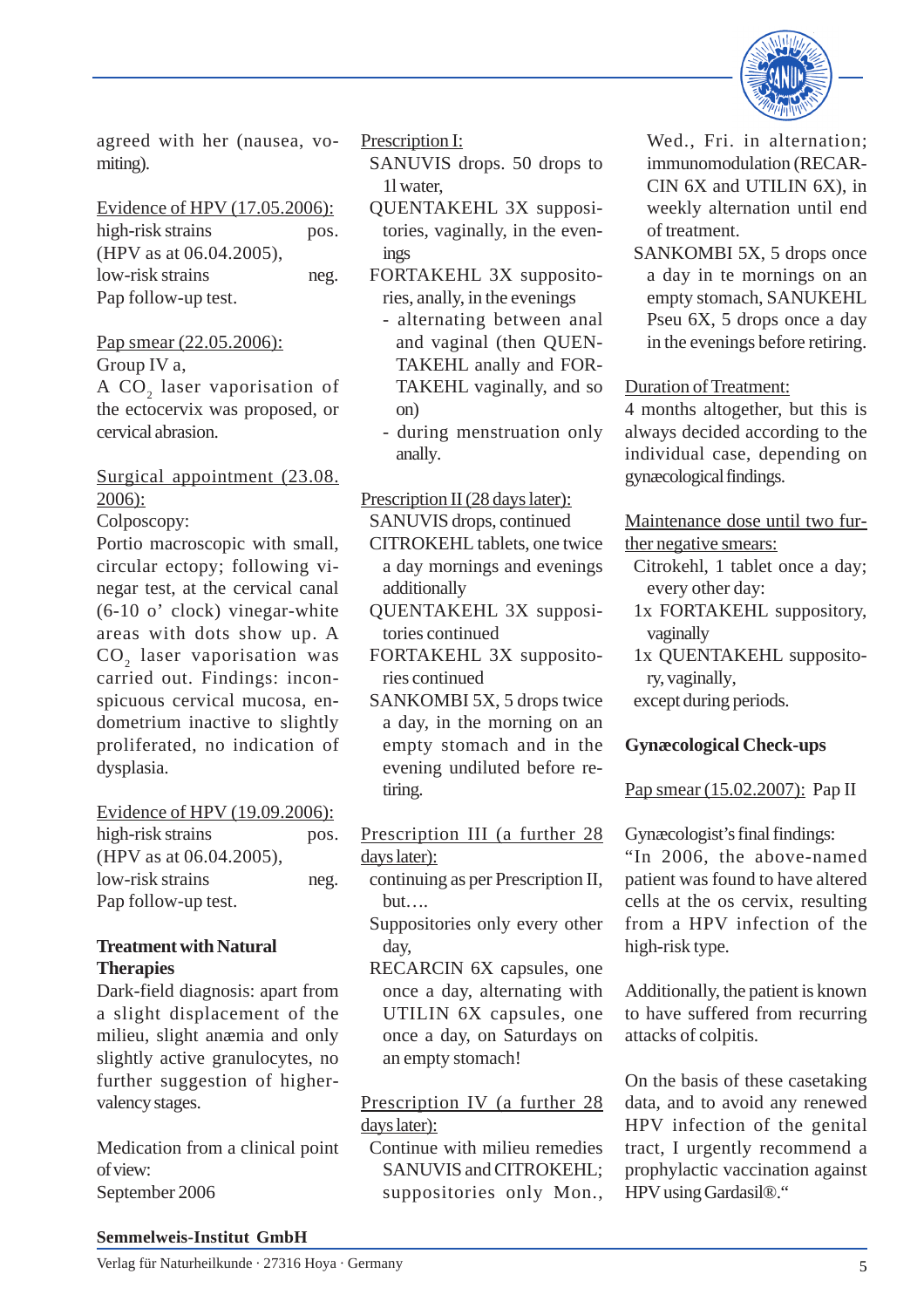agreed with her (nausea, vomiting).

Evidence of HPV (17.05.2006):
high-risk strains pos.
(HPV as at 06.04.2005),
low-risk strains neg.
Pap follow-up test.

Pap smear (22.05.2006):
Group IV a,
A $CO_2$ laser vaporisation of the ectocervix was proposed, or cervical abrasion.

Surgical appointment (23.08.2006):
Colposcopy:
Portio macroscopic with small, circular ectopy; following vinegar test, at the cervical canal (6-10 o' clock) vinegar-white areas with dots show up. A $CO_2$ laser vaporisation was carried out. Findings: inconspicuous cervical mucosa, endometrium inactive to slightly proliferated, no indication of dysplasia.

Evidence of HPV (19.09.2006):
high-risk strains pos.
(HPV as at 06.04.2005),
low-risk strains neg.
Pap follow-up test.

**Treatment with Natural Therapies**

Dark-field diagnosis: apart from a slight displacement of the milieu, slight anæmia and only slightly active granulocytes, no further suggestion of higher-valency stages.

Medication from a clinical point of view:
September 2006

Prescription I:

- SANUVIS drops. 50 drops to 1l water,
- QUENTAKEHL 3X suppositories, vaginally, in the evenings
- FORTAKEHL 3X suppositories, anally, in the evenings
  - alternating between anal and vaginal (then QUENTAKEHL anally and FORTAKEHL vaginally, and so on)
  - during menstruation only anally.

Prescription II (28 days later):

- SANUVIS drops, continued
- CITROKEHL tablets, one twice a day mornings and evenings additionally
- QUENTAKEHL 3X suppositories continued
- FORTAKEHL 3X suppositories continued
- SANKOMBI 5X, 5 drops twice a day, in the morning on an empty stomach and in the evening undiluted before retiring.

Prescription III (a further 28 days later):

- continuing as per Prescription II, but….
- Suppositories only every other day,
- RECARCIN 6X capsules, one once a day, alternating with UTILIN 6X capsules, one once a day, on Saturdays on an empty stomach!

Prescription IV (a further 28 days later):

- Continue with milieu remedies SANUVIS and CITROKEHL; suppositories only Mon., Wed., Fri. in alternation; immunomodulation (RECARCIN 6X and UTILIN 6X), in weekly alternation until end of treatment.
- SANKOMBI 5X, 5 drops once a day in te mornings on an empty stomach, SANUKEHL Pseu 6X, 5 drops once a day in the evenings before retiring.

Duration of Treatment:
4 months altogether, but this is always decided according to the individual case, depending on gynæcological findings.

Maintenance dose until two further negative smears:

- Citrokehl, 1 tablet once a day; every other day:
- 1x FORTAKEHL suppository, vaginally
- 1x QUENTAKEHL suppository, vaginally,

except during periods.

**Gynæcological Check-ups**

Pap smear (15.02.2007): Pap II

Gynæcologist's final findings:
"In 2006, the above-named patient was found to have altered cells at the os cervix, resulting from a HPV infection of the high-risk type.

Additionally, the patient is known to have suffered from recurring attacks of colpitis.

On the basis of these casetaking data, and to avoid any renewed HPV infection of the genital tract, I urgently recommend a prophylactic vaccination against HPV using Gardasil®."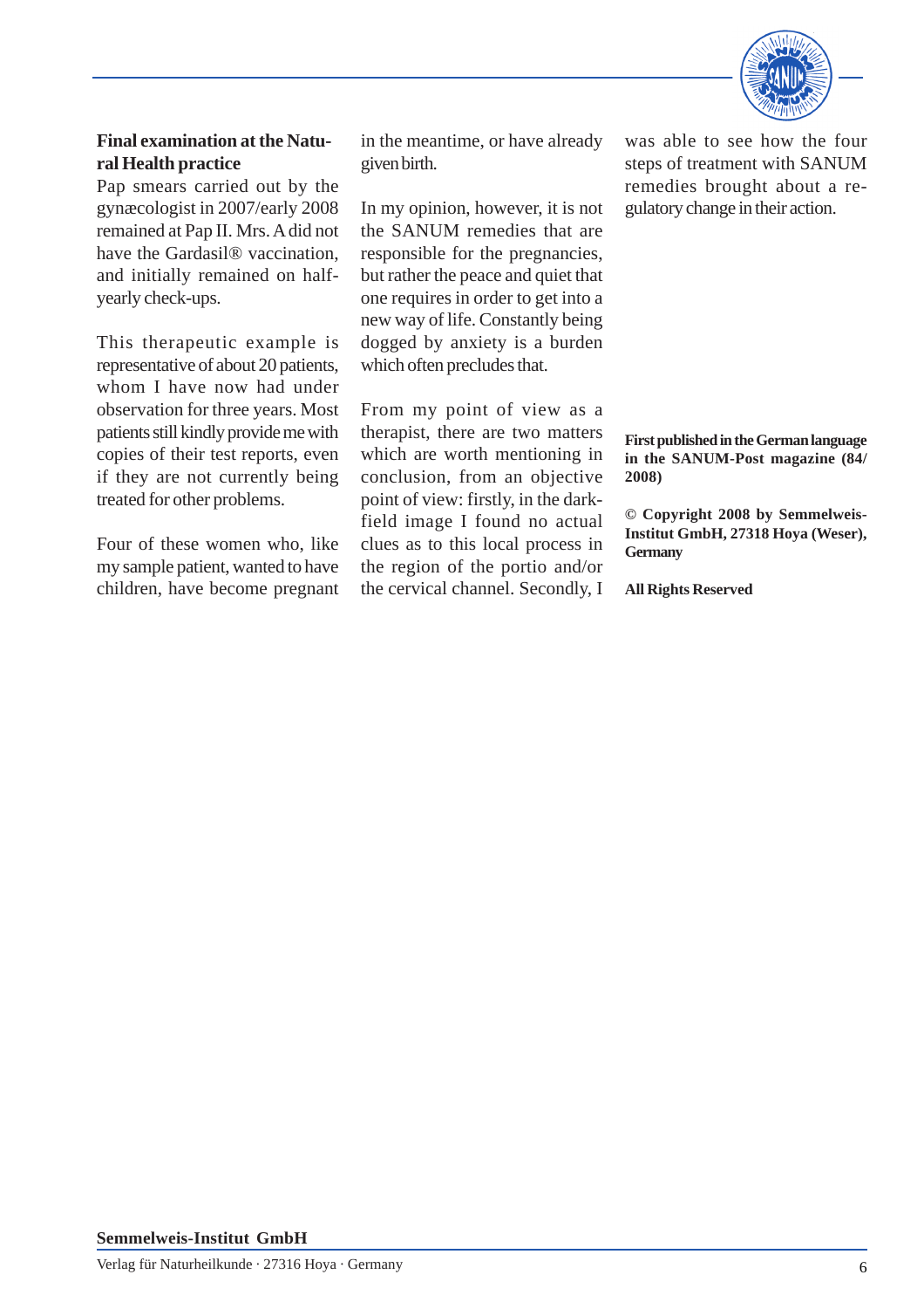**Final examination at the Natural Health practice**

Pap smears carried out by the gynæcologist in 2007/early 2008 remained at Pap II. Mrs. A did not have the Gardasil® vaccination, and initially remained on half-yearly check-ups.

This therapeutic example is representative of about 20 patients, whom I have now had under observation for three years. Most patients still kindly provide me with copies of their test reports, even if they are not currently being treated for other problems.

Four of these women who, like my sample patient, wanted to have children, have become pregnant in the meantime, or have already given birth.

In my opinion, however, it is not the SANUM remedies that are responsible for the pregnancies, but rather the peace and quiet that one requires in order to get into a new way of life. Constantly being dogged by anxiety is a burden which often precludes that.

From my point of view as a therapist, there are two matters which are worth mentioning in conclusion, from an objective point of view: firstly, in the dark-field image I found no actual clues as to this local process in the region of the portio and/or the cervical channel. Secondly, I was able to see how the four steps of treatment with SANUM remedies brought about a regulatory change in their action.

**First published in the German language in the SANUM-Post magazine (84/ 2008)**

**© Copyright 2008 by Semmelweis-Institut GmbH, 27318 Hoya (Weser), Germany**

**All Rights Reserved**